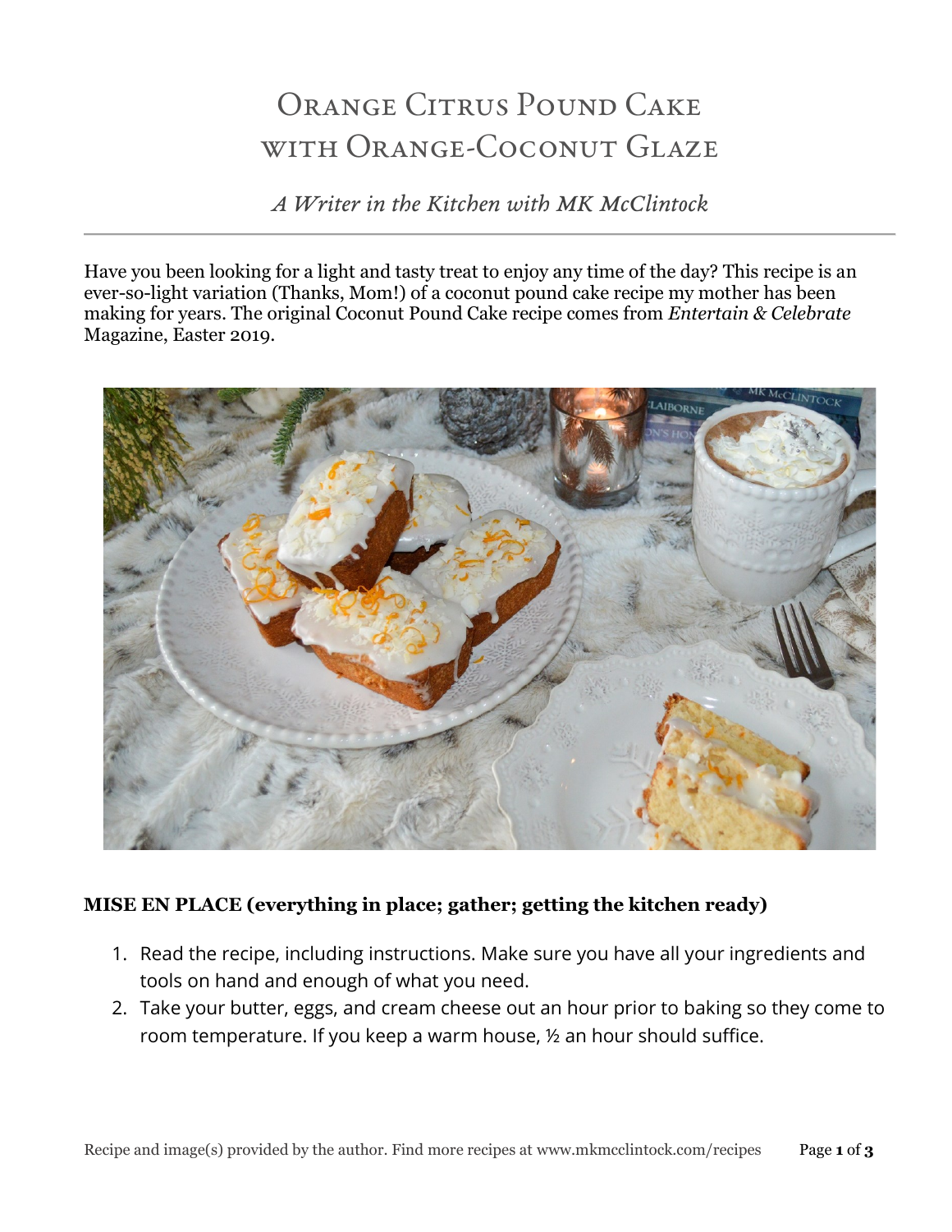# Orange Citrus Pound Cake with Orange-Coconut Glaze

*A Writer in the Kitchen with MK McClintock*

---

Have you been looking for a light and tasty treat to enjoy any time of the day? This recipe is an ever-so-light variation (Thanks, Mom!) of a coconut pound cake recipe my mother has been making for years. The original Coconut Pound Cake recipe comes from *Entertain & Celebrate* Magazine, Easter 2019.

**MISE EN PLACE (everything in place; gather; getting the kitchen ready)**

1. Read the recipe, including instructions. Make sure you have all your ingredients and tools on hand and enough of what you need.
2. Take your butter, eggs, and cream cheese out an hour prior to baking so they come to room temperature. If you keep a warm house, ½ an hour should suffice.

Recipe and image(s) provided by the author. Find more recipes at www.mkmcclintock.com/recipes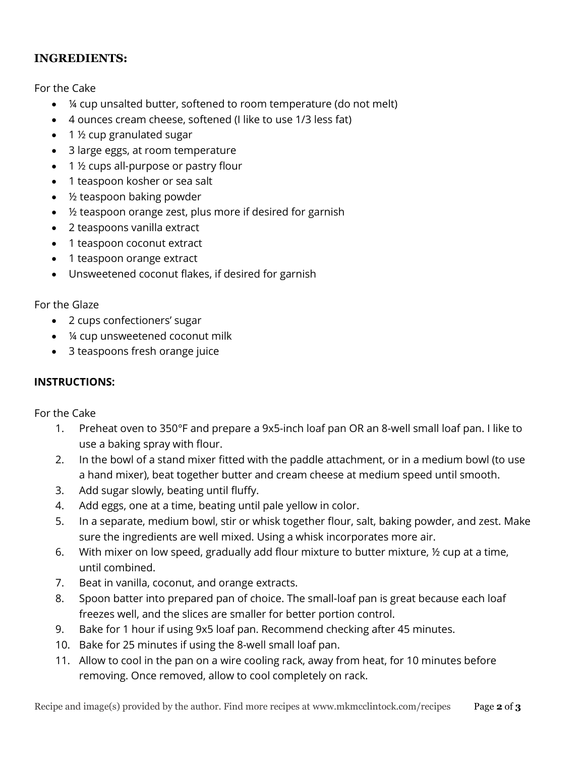## INGREDIENTS:

For the Cake

- ¼ cup unsalted butter, softened to room temperature (do not melt)
- 4 ounces cream cheese, softened (I like to use 1/3 less fat)
- 1 ½ cup granulated sugar
- 3 large eggs, at room temperature
- 1 ½ cups all-purpose or pastry flour
- 1 teaspoon kosher or sea salt
- ½ teaspoon baking powder
- ½ teaspoon orange zest, plus more if desired for garnish
- 2 teaspoons vanilla extract
- 1 teaspoon coconut extract
- 1 teaspoon orange extract
- Unsweetened coconut flakes, if desired for garnish

For the Glaze

- 2 cups confectioners' sugar
- ¼ cup unsweetened coconut milk
- 3 teaspoons fresh orange juice

## INSTRUCTIONS:

For the Cake

1. Preheat oven to 350°F and prepare a 9x5-inch loaf pan OR an 8-well small loaf pan. I like to use a baking spray with flour.
2. In the bowl of a stand mixer fitted with the paddle attachment, or in a medium bowl (to use a hand mixer), beat together butter and cream cheese at medium speed until smooth.
3. Add sugar slowly, beating until fluffy.
4. Add eggs, one at a time, beating until pale yellow in color.
5. In a separate, medium bowl, stir or whisk together flour, salt, baking powder, and zest. Make sure the ingredients are well mixed. Using a whisk incorporates more air.
6. With mixer on low speed, gradually add flour mixture to butter mixture, ½ cup at a time, until combined.
7. Beat in vanilla, coconut, and orange extracts.
8. Spoon batter into prepared pan of choice. The small-loaf pan is great because each loaf freezes well, and the slices are smaller for better portion control.
9. Bake for 1 hour if using 9x5 loaf pan. Recommend checking after 45 minutes.
10. Bake for 25 minutes if using the 8-well small loaf pan.
11. Allow to cool in the pan on a wire cooling rack, away from heat, for 10 minutes before removing. Once removed, allow to cool completely on rack.

Recipe and image(s) provided by the author. Find more recipes at www.mkmcclintock.com/recipes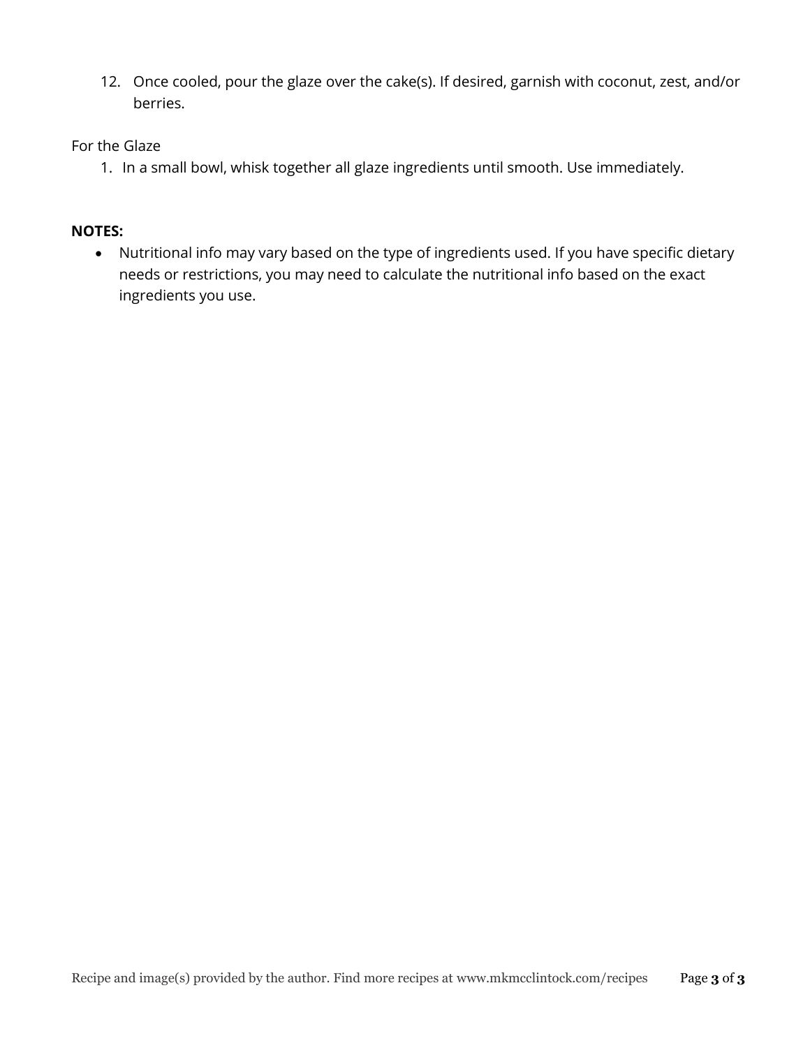12. Once cooled, pour the glaze over the cake(s). If desired, garnish with coconut, zest, and/or berries.

For the Glaze

1. In a small bowl, whisk together all glaze ingredients until smooth. Use immediately.

**NOTES:**

- Nutritional info may vary based on the type of ingredients used. If you have specific dietary needs or restrictions, you may need to calculate the nutritional info based on the exact ingredients you use.

Recipe and image(s) provided by the author. Find more recipes at www.mkmcclintock.com/recipes